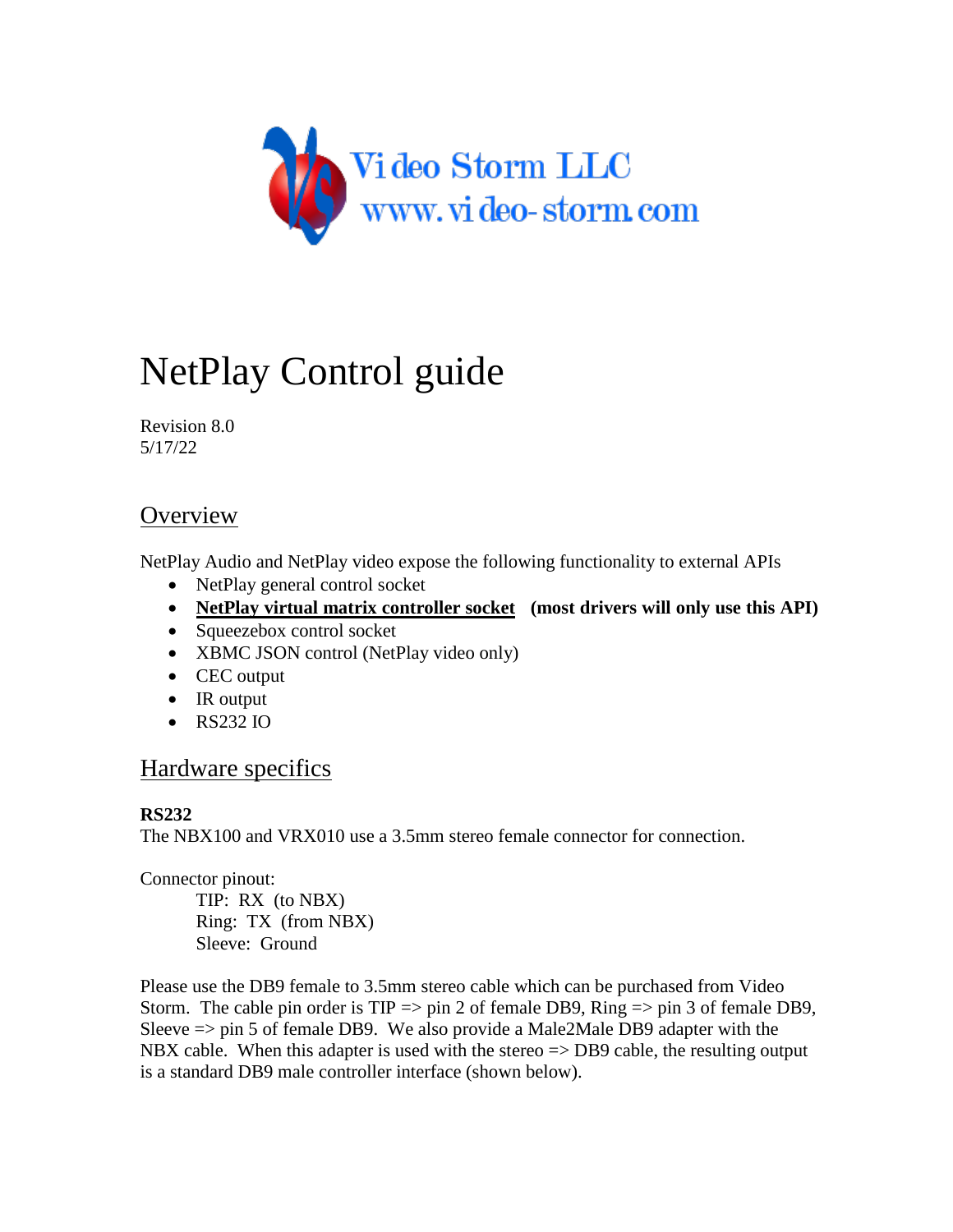Video Storm LLC
www.video-storm.com

# NetPlay Control guide

Revision 8.0
5/17/22

## Overview

NetPlay Audio and NetPlay video expose the following functionality to external APIs

- NetPlay general control socket
- **NetPlay virtual matrix controller socket** **(most drivers will only use this API)**
- Squeezebox control socket
- XBMC JSON control (NetPlay video only)
- CEC output
- IR output
- RS232 IO

## Hardware specifics

**RS232**
The NBX100 and VRX010 use a 3.5mm stereo female connector for connection.

Connector pinout:
    TIP: RX (to NBX)
    Ring: TX (from NBX)
    Sleeve: Ground

Please use the DB9 female to 3.5mm stereo cable which can be purchased from Video Storm. The cable pin order is TIP => pin 2 of female DB9, Ring => pin 3 of female DB9, Sleeve => pin 5 of female DB9. We also provide a Male2Male DB9 adapter with the NBX cable. When this adapter is used with the stereo => DB9 cable, the resulting output is a standard DB9 male controller interface (shown below).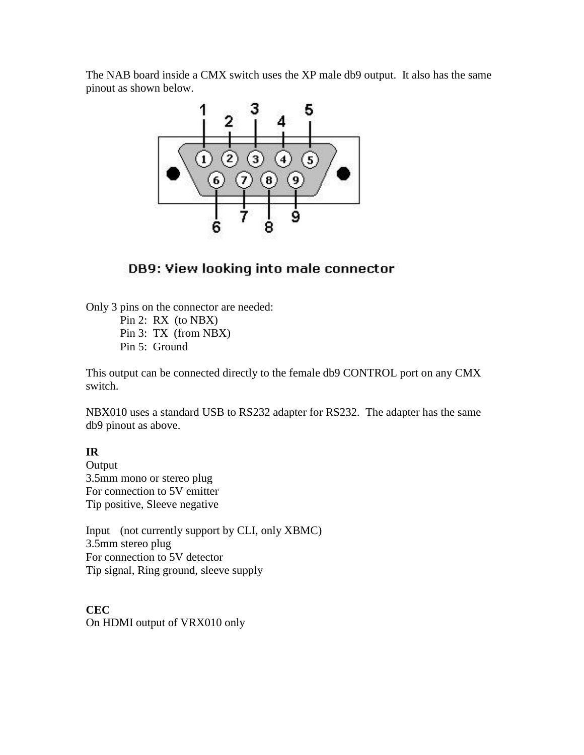The NAB board inside a CMX switch uses the XP male db9 output. It also has the same pinout as shown below.

DB9: View looking into male connector

Only 3 pins on the connector are needed:

- Pin 2: RX (to NBX)
- Pin 3: TX (from NBX)
- Pin 5: Ground

This output can be connected directly to the female db9 CONTROL port on any CMX switch.

NBX010 uses a standard USB to RS232 adapter for RS232. The adapter has the same db9 pinout as above.

**IR**

Output
3.5mm mono or stereo plug
For connection to 5V emitter
Tip positive, Sleeve negative

Input (not currently support by CLI, only XBMC)
3.5mm stereo plug
For connection to 5V detector
Tip signal, Ring ground, sleeve supply

**CEC**

On HDMI output of VRX010 only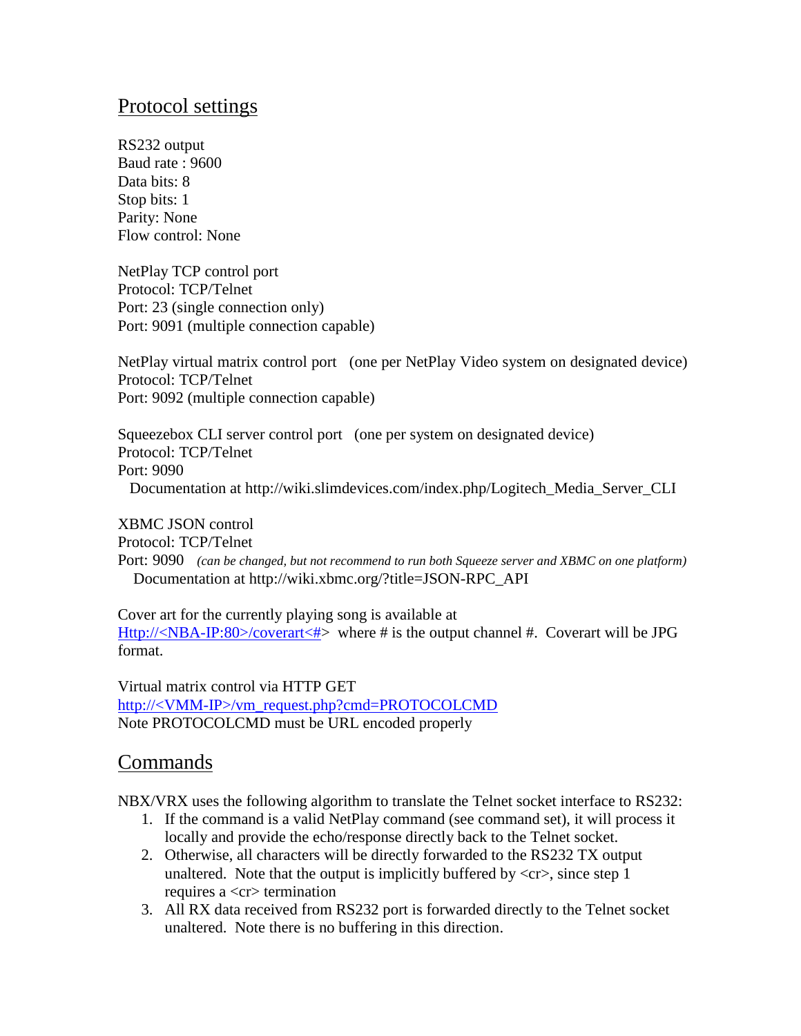## Protocol settings

RS232 output
Baud rate : 9600
Data bits: 8
Stop bits: 1
Parity: None
Flow control: None

NetPlay TCP control port
Protocol: TCP/Telnet
Port: 23 (single connection only)
Port: 9091 (multiple connection capable)

NetPlay virtual matrix control port (one per NetPlay Video system on designated device)
Protocol: TCP/Telnet
Port: 9092 (multiple connection capable)

Squeezebox CLI server control port (one per system on designated device)
Protocol: TCP/Telnet
Port: 9090
Documentation at http://wiki.slimdevices.com/index.php/Logitech_Media_Server_CLI

XBMC JSON control
Protocol: TCP/Telnet
Port: 9090 *(can be changed, but not recommend to run both Squeeze server and XBMC on one platform)*
Documentation at http://wiki.xbmc.org/?title=JSON-RPC_API

Cover art for the currently playing song is available at Http://<NBA-IP:80>/coverart<#> where # is the output channel #. Coverart will be JPG format.

Virtual matrix control via HTTP GET
http://<VMM-IP>/vm_request.php?cmd=PROTOCOLCMD
Note PROTOCOLCMD must be URL encoded properly

## Commands

NBX/VRX uses the following algorithm to translate the Telnet socket interface to RS232:

1. If the command is a valid NetPlay command (see command set), it will process it locally and provide the echo/response directly back to the Telnet socket.
2. Otherwise, all characters will be directly forwarded to the RS232 TX output unaltered. Note that the output is implicitly buffered by <cr>, since step 1 requires a <cr> termination
3. All RX data received from RS232 port is forwarded directly to the Telnet socket unaltered. Note there is no buffering in this direction.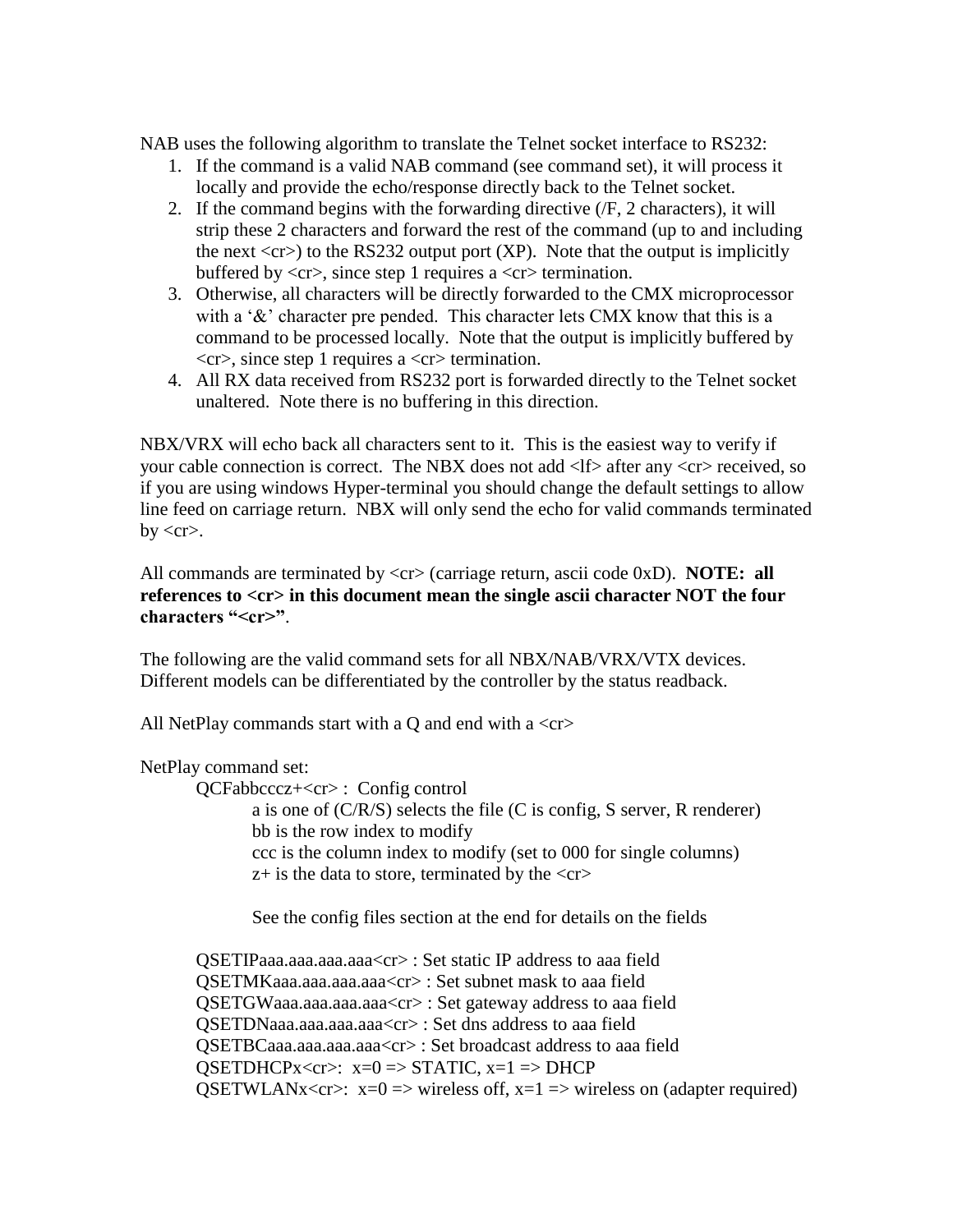NAB uses the following algorithm to translate the Telnet socket interface to RS232:

1. If the command is a valid NAB command (see command set), it will process it locally and provide the echo/response directly back to the Telnet socket.
2. If the command begins with the forwarding directive (/F, 2 characters), it will strip these 2 characters and forward the rest of the command (up to and including the next <cr>) to the RS232 output port (XP). Note that the output is implicitly buffered by <cr>, since step 1 requires a <cr> termination.
3. Otherwise, all characters will be directly forwarded to the CMX microprocessor with a '&' character pre pended. This character lets CMX know that this is a command to be processed locally. Note that the output is implicitly buffered by <cr>, since step 1 requires a <cr> termination.
4. All RX data received from RS232 port is forwarded directly to the Telnet socket unaltered. Note there is no buffering in this direction.

NBX/VRX will echo back all characters sent to it. This is the easiest way to verify if your cable connection is correct. The NBX does not add <lf> after any <cr> received, so if you are using windows Hyper-terminal you should change the default settings to allow line feed on carriage return. NBX will only send the echo for valid commands terminated by <cr>.

All commands are terminated by <cr> (carriage return, ascii code 0xD). **NOTE: all references to <cr> in this document mean the single ascii character NOT the four characters "<cr>"**.

The following are the valid command sets for all NBX/NAB/VRX/VTX devices. Different models can be differentiated by the controller by the status readback.

All NetPlay commands start with a Q and end with a <cr>

NetPlay command set:

QCFabbcccz+<cr> : Config control

- a is one of (C/R/S) selects the file (C is config, S server, R renderer)
- bb is the row index to modify
- ccc is the column index to modify (set to 000 for single columns)
- z+ is the data to store, terminated by the <cr>

See the config files section at the end for details on the fields

QSETIPaaa.aaa.aaa.aaa<cr> : Set static IP address to aaa field
QSETMKaaa.aaa.aaa.aaa<cr> : Set subnet mask to aaa field
QSETGWaaa.aaa.aaa.aaa<cr> : Set gateway address to aaa field
QSETDNaaa.aaa.aaa.aaa<cr> : Set dns address to aaa field
QSETBCaaa.aaa.aaa.aaa<cr> : Set broadcast address to aaa field
QSETDHCPx<cr>: x=0 => STATIC, x=1 => DHCP
QSETWLANx<cr>: x=0 => wireless off, x=1 => wireless on (adapter required)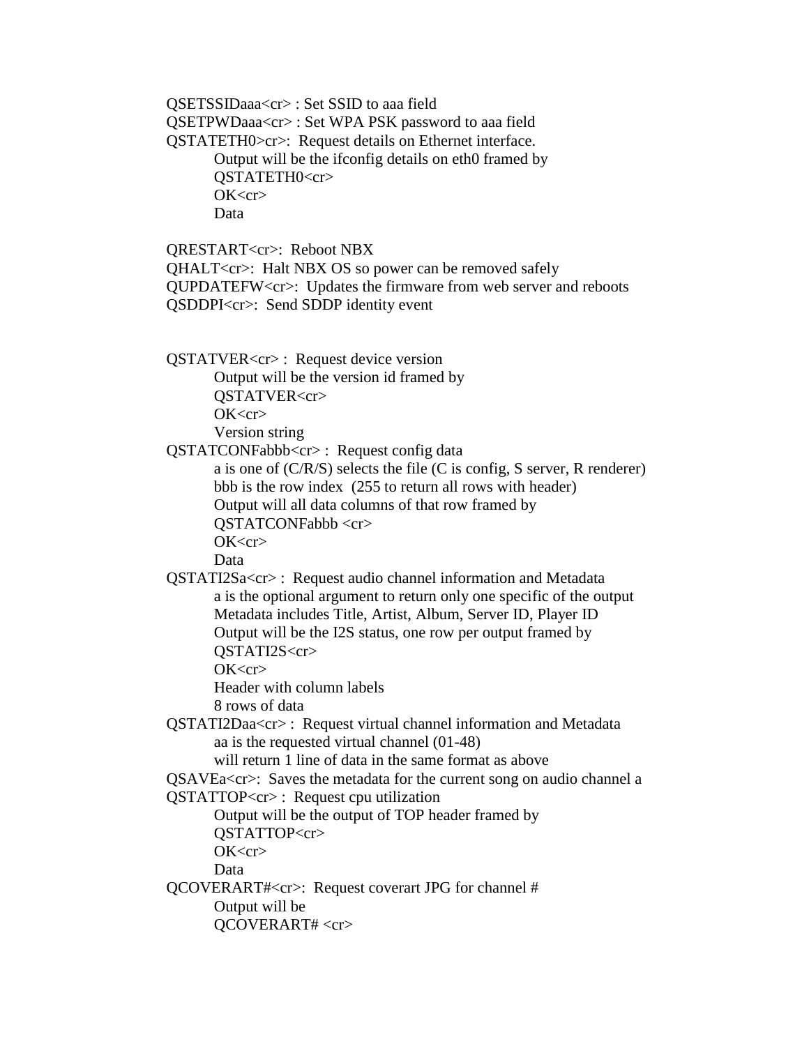QSETSSIDaaa<cr> : Set SSID to aaa field
QSETPWDaaa<cr> : Set WPA PSK password to aaa field
QSTATETH0>cr>: Request details on Ethernet interface.

> Output will be the ifconfig details on eth0 framed by
> QSTATETH0<cr>
> OK<cr>
> Data

QRESTART<cr>: Reboot NBX
QHALT<cr>: Halt NBX OS so power can be removed safely
QUPDATEFW<cr>: Updates the firmware from web server and reboots
QSDDPI<cr>: Send SDDP identity event

QSTATVER<cr> : Request device version

> Output will be the version id framed by
> QSTATVER<cr>
> OK<cr>
> Version string

QSTATCONFabbb<cr> : Request config data

> a is one of (C/R/S) selects the file (C is config, S server, R renderer)
> bbb is the row index (255 to return all rows with header)
> Output will all data columns of that row framed by
> QSTATCONFabbb <cr>
> OK<cr>
> Data

QSTATI2Sa<cr> : Request audio channel information and Metadata

> a is the optional argument to return only one specific of the output
> Metadata includes Title, Artist, Album, Server ID, Player ID
> Output will be the I2S status, one row per output framed by
> QSTATI2S<cr>
> OK<cr>
> Header with column labels
> 8 rows of data

QSTATI2Daa<cr> : Request virtual channel information and Metadata

> aa is the requested virtual channel (01-48)
> will return 1 line of data in the same format as above

QSAVEa<cr>: Saves the metadata for the current song on audio channel a
QSTATTOP<cr> : Request cpu utilization

> Output will be the output of TOP header framed by
> QSTATTOP<cr>
> OK<cr>
> Data

QCOVERART#<cr>: Request coverart JPG for channel #

> Output will be
> QCOVERART# <cr>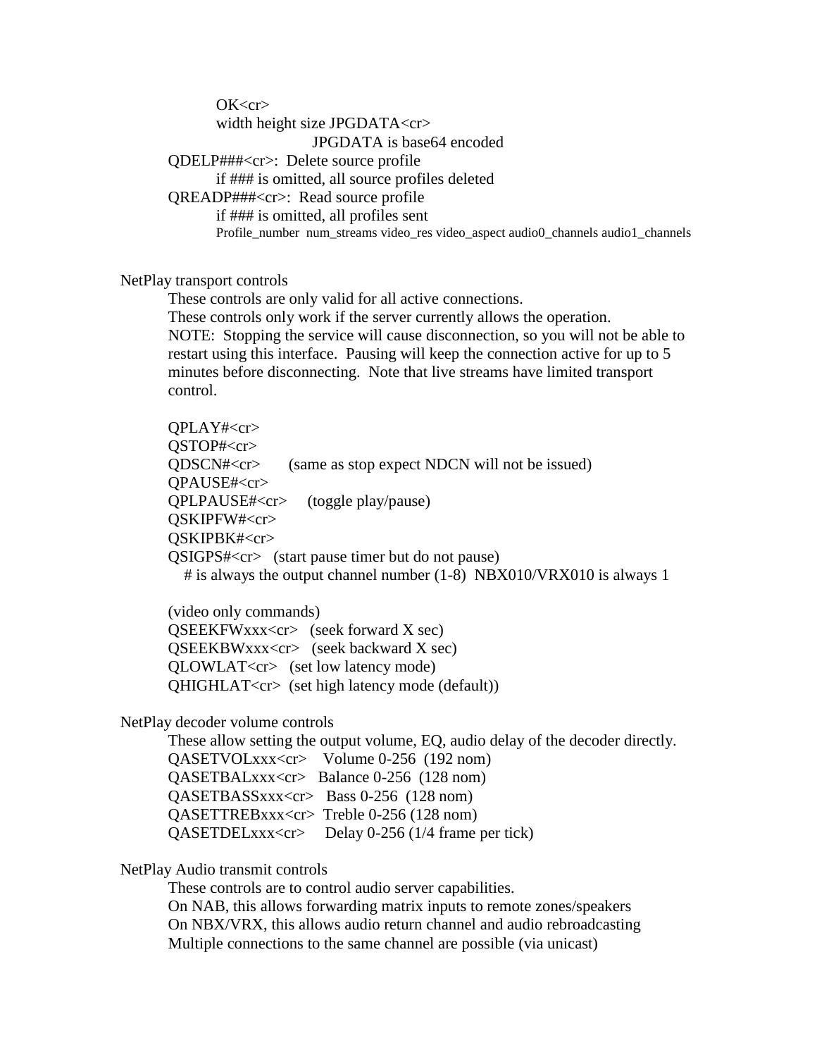OK<cr>
width height size JPGDATA<cr>
JPGDATA is base64 encoded

QDELP###<cr>: Delete source profile
if ### is omitted, all source profiles deleted

QREADP###<cr>: Read source profile
if ### is omitted, all profiles sent
Profile_number num_streams video_res video_aspect audio0_channels audio1_channels

NetPlay transport controls

These controls are only valid for all active connections.
These controls only work if the server currently allows the operation.
NOTE: Stopping the service will cause disconnection, so you will not be able to restart using this interface. Pausing will keep the connection active for up to 5 minutes before disconnecting. Note that live streams have limited transport control.

```
QPLAY#<cr>
QSTOP#<cr>
QDSCN#<cr>       (same as stop expect NDCN will not be issued)
QPAUSE#<cr>
QPLPAUSE#<cr>    (toggle play/pause)
QSKIPFW#<cr>
QSKIPBK#<cr>
QSIGPS#<cr>   (start pause timer but do not pause)
   # is always the output channel number (1-8)  NBX010/VRX010 is always 1
```

(video only commands)

```
QSEEKFWxxx<cr>   (seek forward X sec)
QSEEKBWxxx<cr>   (seek backward X sec)
QLOWLAT<cr>   (set low latency mode)
QHIGHLAT<cr>  (set high latency mode (default))
```

NetPlay decoder volume controls

These allow setting the output volume, EQ, audio delay of the decoder directly.

```
QASETVOLxxx<cr>    Volume 0-256  (192 nom)
QASETBALxxx<cr>   Balance 0-256  (128 nom)
QASETBASSxxx<cr>   Bass 0-256  (128 nom)
QASETTREBxxx<cr>  Treble 0-256 (128 nom)
QASETDELxxx<cr>     Delay 0-256 (1/4 frame per tick)
```

NetPlay Audio transmit controls

These controls are to control audio server capabilities.
On NAB, this allows forwarding matrix inputs to remote zones/speakers
On NBX/VRX, this allows audio return channel and audio rebroadcasting
Multiple connections to the same channel are possible (via unicast)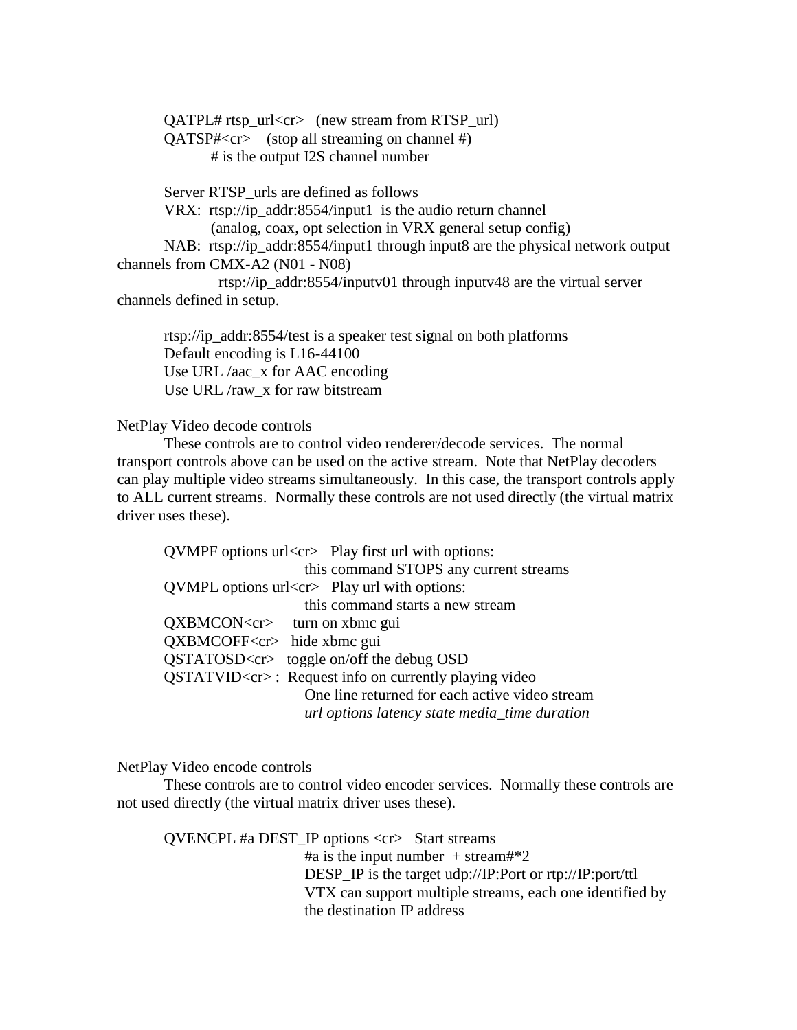QATPL# rtsp_url<cr>   (new stream from RTSP_url)
QATSP#<cr>    (stop all streaming on channel #)
  # is the output I2S channel number

Server RTSP_urls are defined as follows
VRX:  rtsp://ip_addr:8554/input1  is the audio return channel
  (analog, coax, opt selection in VRX general setup config)
NAB:  rtsp://ip_addr:8554/input1 through input8 are the physical network output channels from CMX-A2 (N01 - N08)
  rtsp://ip_addr:8554/inputv01 through inputv48 are the virtual server channels defined in setup.

rtsp://ip_addr:8554/test is a speaker test signal on both platforms
Default encoding is L16-44100
Use URL /aac_x for AAC encoding
Use URL /raw_x for raw bitstream

NetPlay Video decode controls

These controls are to control video renderer/decode services.  The normal transport controls above can be used on the active stream.  Note that NetPlay decoders can play multiple video streams simultaneously.  In this case, the transport controls apply to ALL current streams.  Normally these controls are not used directly (the virtual matrix driver uses these).

QVMPF options url<cr>   Play first url with options:
  this command STOPS any current streams
QVMPL options url<cr>   Play url with options:
  this command starts a new stream
QXBMCON<cr>     turn on xbmc gui
QXBMCOFF<cr>   hide xbmc gui
QSTATOSD<cr>   toggle on/off the debug OSD
QSTATVID<cr> :  Request info on currently playing video
  One line returned for each active video stream
  *url options latency state media_time duration*

NetPlay Video encode controls

These controls are to control video encoder services.  Normally these controls are not used directly (the virtual matrix driver uses these).

QVENCPL #a DEST_IP options <cr>   Start streams
  #a is the input number  + stream#*2
  DESP_IP is the target udp://IP:Port or rtp://IP:port/ttl
  VTX can support multiple streams, each one identified by the destination IP address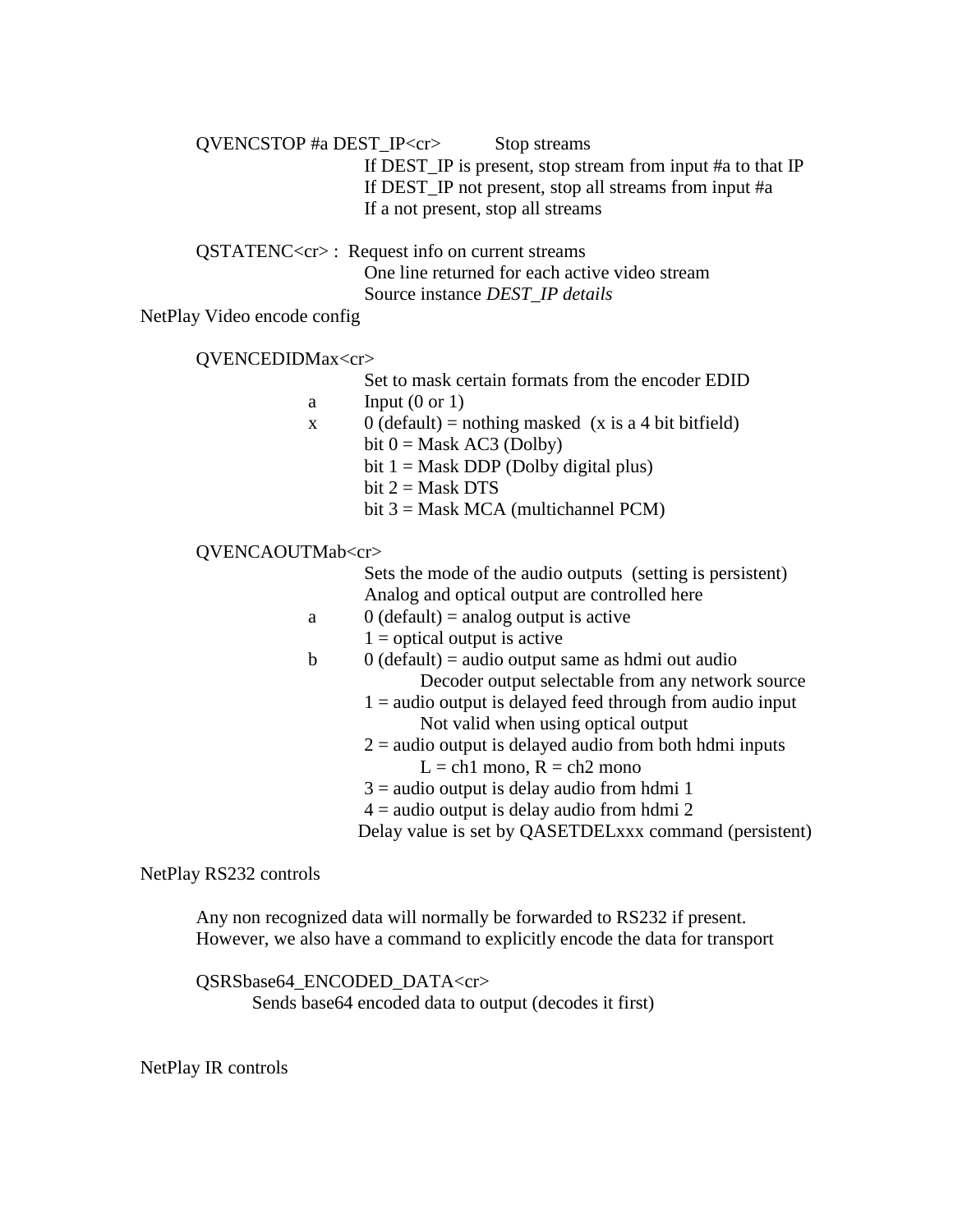QVENCSTOP #a DEST_IP<cr>  Stop streams

If DEST_IP is present, stop stream from input #a to that IP
If DEST_IP not present, stop all streams from input #a
If a not present, stop all streams

QSTATENC<cr> :  Request info on current streams

One line returned for each active video stream
Source instance *DEST_IP details*

NetPlay Video encode config

QVENCEDIDMax<cr>

Set to mask certain formats from the encoder EDID

a  Input (0 or 1)
x  0 (default) = nothing masked  (x is a 4 bit bitfield)
bit 0 = Mask AC3 (Dolby)
bit 1 = Mask DDP (Dolby digital plus)
bit 2 = Mask DTS
bit 3 = Mask MCA (multichannel PCM)

QVENCAOUTMab<cr>

Sets the mode of the audio outputs  (setting is persistent)
Analog and optical output are controlled here

a  0 (default) = analog output is active
1 = optical output is active
b  0 (default) = audio output same as hdmi out audio
Decoder output selectable from any network source
1 = audio output is delayed feed through from audio input
Not valid when using optical output
2 = audio output is delayed audio from both hdmi inputs
L = ch1 mono, R = ch2 mono
3 = audio output is delay audio from hdmi 1
4 = audio output is delay audio from hdmi 2
Delay value is set by QASETDELxxx command (persistent)

NetPlay RS232 controls

Any non recognized data will normally be forwarded to RS232 if present.
However, we also have a command to explicitly encode the data for transport

QSRSbase64_ENCODED_DATA<cr>

Sends base64 encoded data to output (decodes it first)

NetPlay IR controls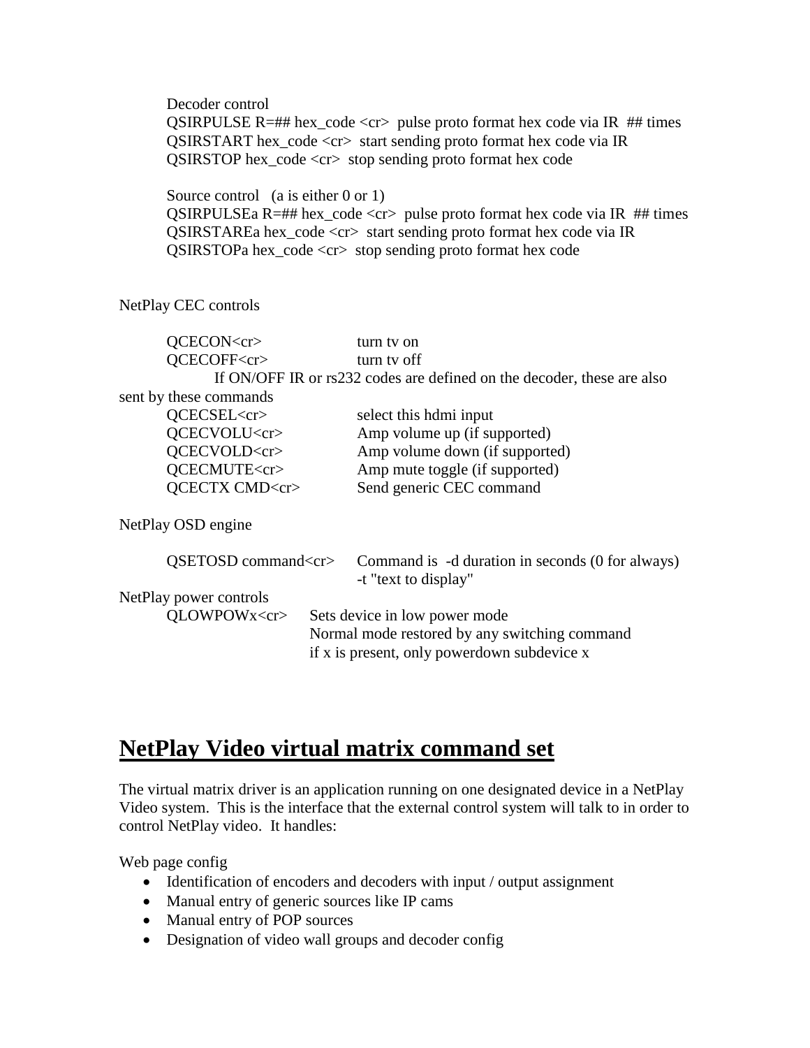Decoder control

QSIRPULSE R=## hex_code <cr>  pulse proto format hex code via IR  ## times
QSIRSTART hex_code <cr>  start sending proto format hex code via IR
QSIRSTOP hex_code <cr>  stop sending proto format hex code

Source control   (a is either 0 or 1)

QSIRPULSEa R=## hex_code <cr>  pulse proto format hex code via IR  ## times
QSIRSTAREa hex_code <cr>  start sending proto format hex code via IR
QSIRSTOPa hex_code <cr>  stop sending proto format hex code

NetPlay CEC controls

| | |
|---|---|
| QCECON<cr> | turn tv on |
| QCECOFF<cr> | turn tv off |

If ON/OFF IR or rs232 codes are defined on the decoder, these are also sent by these commands

| | |
|---|---|
| QCECSEL<cr> | select this hdmi input |
| QCECVOLU<cr> | Amp volume up (if supported) |
| QCECVOLD<cr> | Amp volume down (if supported) |
| QCECMUTE<cr> | Amp mute toggle (if supported) |
| QCECTX CMD<cr> | Send generic CEC command |

NetPlay OSD engine

| | |
|---|---|
| QSETOSD command<cr> | Command is  -d duration in seconds (0 for always) -t "text to display" |

NetPlay power controls

| | |
|---|---|
| QLOWPOWx<cr> | Sets device in low power mode<br>Normal mode restored by any switching command<br>if x is present, only powerdown subdevice x |

## **NetPlay Video virtual matrix command set**

The virtual matrix driver is an application running on one designated device in a NetPlay Video system. This is the interface that the external control system will talk to in order to control NetPlay video. It handles:

Web page config

- Identification of encoders and decoders with input / output assignment
- Manual entry of generic sources like IP cams
- Manual entry of POP sources
- Designation of video wall groups and decoder config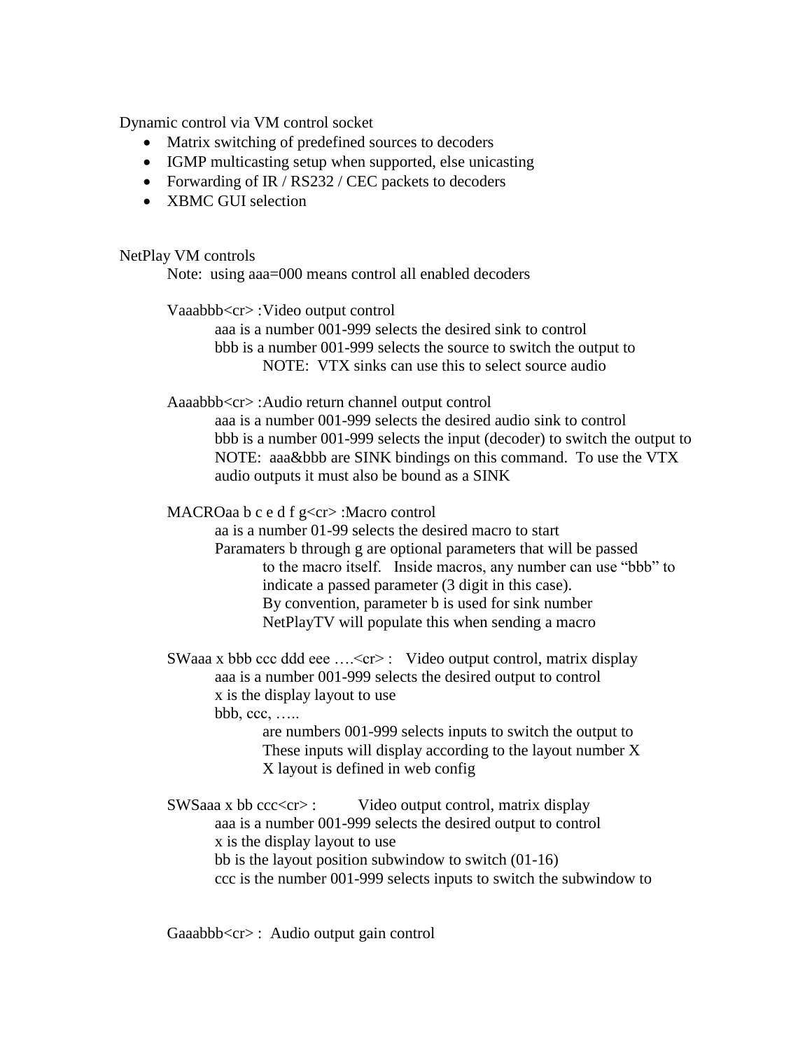Dynamic control via VM control socket

- Matrix switching of predefined sources to decoders
- IGMP multicasting setup when supported, else unicasting
- Forwarding of IR / RS232 / CEC packets to decoders
- XBMC GUI selection

NetPlay VM controls

Note: using aaa=000 means control all enabled decoders

Vaaabbb<cr> :Video output control

aaa is a number 001-999 selects the desired sink to control
bbb is a number 001-999 selects the source to switch the output to
NOTE: VTX sinks can use this to select source audio

Aaaabbb<cr> :Audio return channel output control

aaa is a number 001-999 selects the desired audio sink to control
bbb is a number 001-999 selects the input (decoder) to switch the output to
NOTE: aaa&bbb are SINK bindings on this command. To use the VTX audio outputs it must also be bound as a SINK

MACROaa b c e d f g<cr> :Macro control

aa is a number 01-99 selects the desired macro to start
Paramaters b through g are optional parameters that will be passed to the macro itself. Inside macros, any number can use “bbb” to indicate a passed parameter (3 digit in this case).
By convention, parameter b is used for sink number
NetPlayTV will populate this when sending a macro

SWaaa x bbb ccc ddd eee ….<cr> : Video output control, matrix display

aaa is a number 001-999 selects the desired output to control
x is the display layout to use
bbb, ccc, …..
are numbers 001-999 selects inputs to switch the output to
These inputs will display according to the layout number X
X layout is defined in web config

SWSaaa x bb ccc<cr> : Video output control, matrix display

aaa is a number 001-999 selects the desired output to control
x is the display layout to use
bb is the layout position subwindow to switch (01-16)
ccc is the number 001-999 selects inputs to switch the subwindow to

Gaaabbb<cr> : Audio output gain control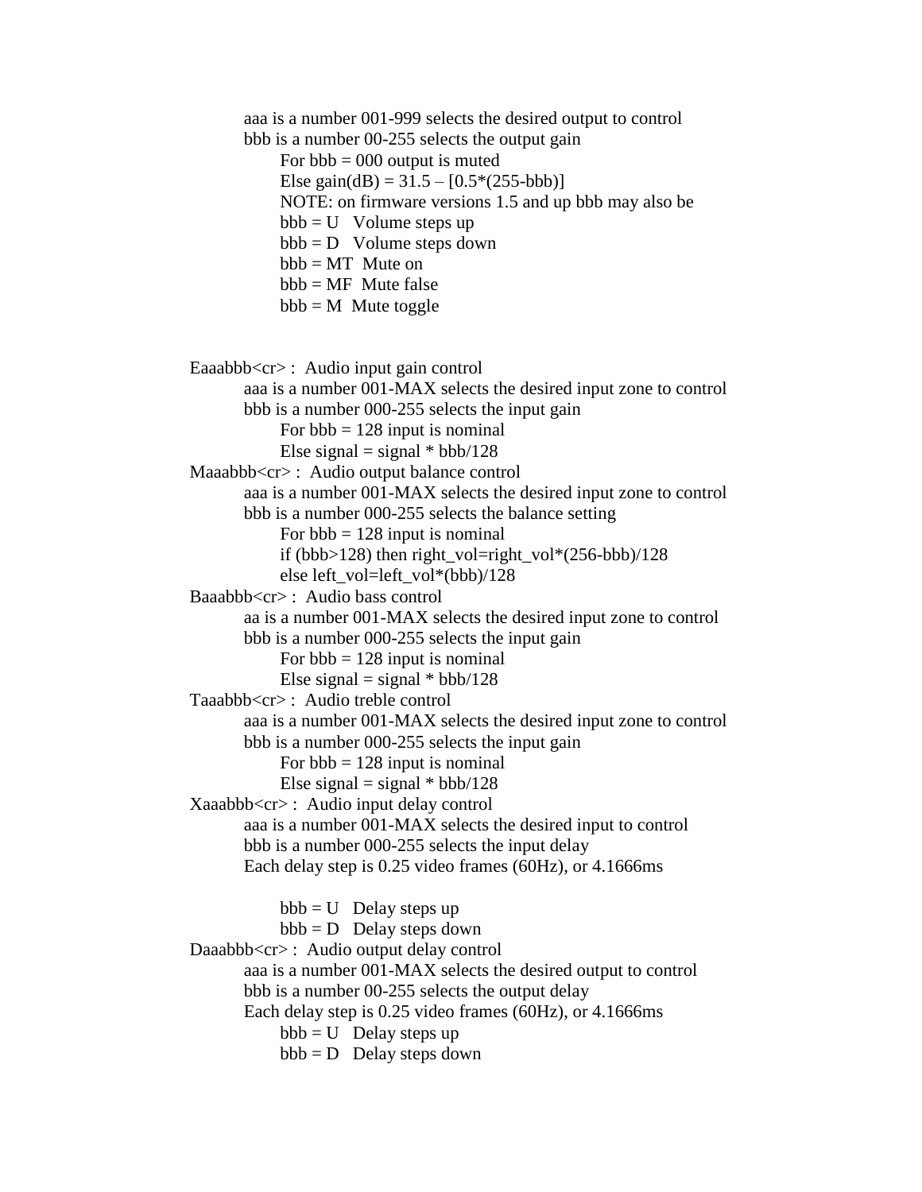aaa is a number 001-999 selects the desired output to control
bbb is a number 00-255 selects the output gain
- For bbb = 000 output is muted
- Else gain(dB) = 31.5 – [0.5*(255-bbb)]
- NOTE: on firmware versions 1.5 and up bbb may also be
- bbb = U   Volume steps up
- bbb = D   Volume steps down
- bbb = MT  Mute on
- bbb = MF  Mute false
- bbb = M  Mute toggle

Eaaabbb<cr> :  Audio input gain control
- aaa is a number 001-MAX selects the desired input zone to control
- bbb is a number 000-255 selects the input gain
  - For bbb = 128 input is nominal
  - Else signal = signal * bbb/128

Maaabbb<cr> :  Audio output balance control
- aaa is a number 001-MAX selects the desired input zone to control
- bbb is a number 000-255 selects the balance setting
  - For bbb = 128 input is nominal
  - if (bbb>128) then right_vol=right_vol*(256-bbb)/128
  - else left_vol=left_vol*(bbb)/128

Baaabbb<cr> :  Audio bass control
- aa is a number 001-MAX selects the desired input zone to control
- bbb is a number 000-255 selects the input gain
  - For bbb = 128 input is nominal
  - Else signal = signal * bbb/128

Taaabbb<cr> :  Audio treble control
- aaa is a number 001-MAX selects the desired input zone to control
- bbb is a number 000-255 selects the input gain
  - For bbb = 128 input is nominal
  - Else signal = signal * bbb/128

Xaaabbb<cr> :  Audio input delay control
- aaa is a number 001-MAX selects the desired input to control
- bbb is a number 000-255 selects the input delay
- Each delay step is 0.25 video frames (60Hz), or 4.1666ms
  - bbb = U   Delay steps up
  - bbb = D   Delay steps down

Daaabbb<cr> :  Audio output delay control
- aaa is a number 001-MAX selects the desired output to control
- bbb is a number 00-255 selects the output delay
- Each delay step is 0.25 video frames (60Hz), or 4.1666ms
  - bbb = U   Delay steps up
  - bbb = D   Delay steps down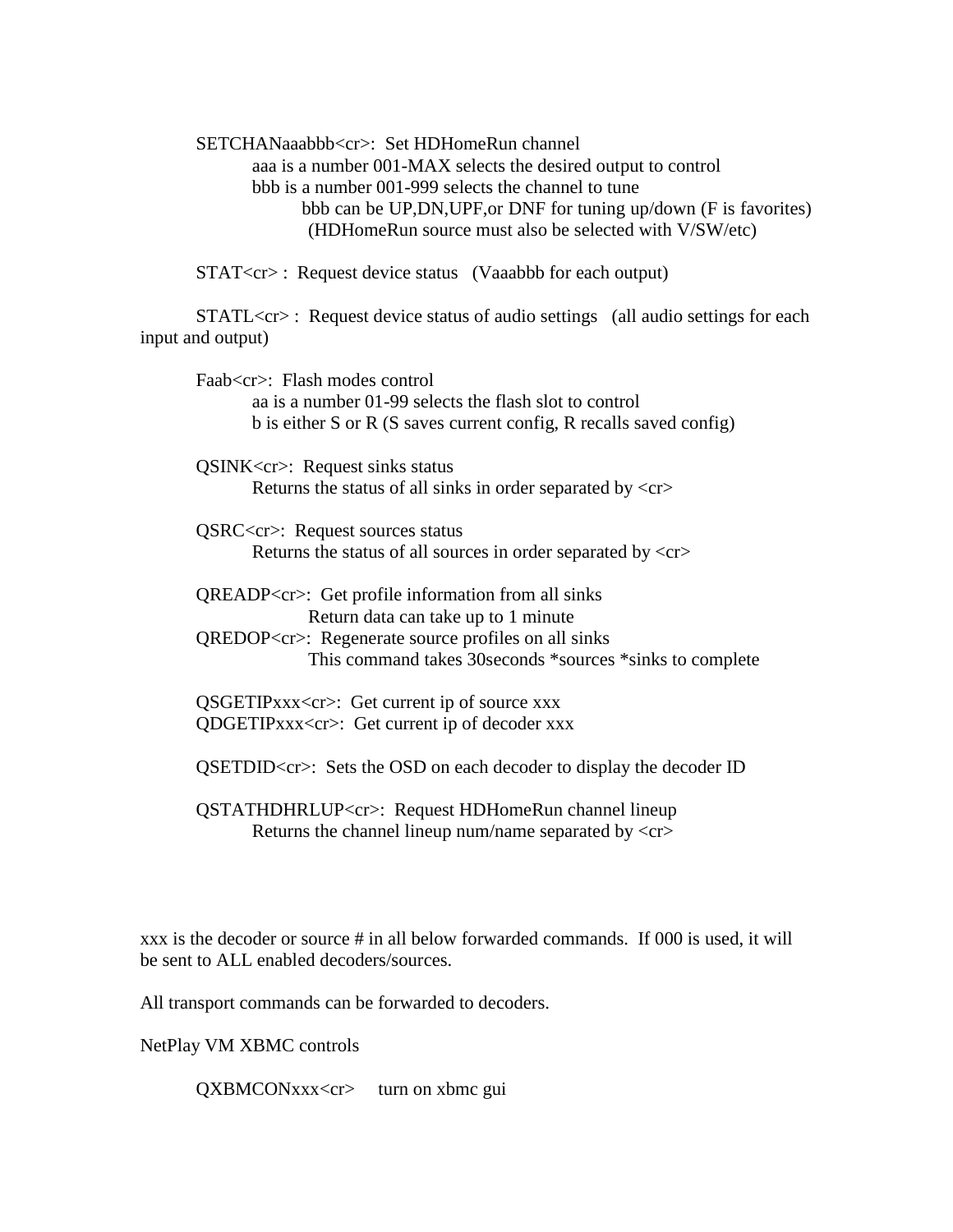SETCHANaaabbb<cr>:  Set HDHomeRun channel

  aaa is a number 001-MAX selects the desired output to control

  bbb is a number 001-999 selects the channel to tune

    bbb can be UP,DN,UPF,or DNF for tuning up/down (F is favorites)

    (HDHomeRun source must also be selected with V/SW/etc)

STAT<cr> :  Request device status   (Vaaabbb for each output)

STATL<cr> :  Request device status of audio settings   (all audio settings for each input and output)

Faab<cr>:  Flash modes control

  aa is a number 01-99 selects the flash slot to control

  b is either S or R (S saves current config, R recalls saved config)

QSINK<cr>:  Request sinks status

  Returns the status of all sinks in order separated by <cr>

QSRC<cr>:  Request sources status

  Returns the status of all sources in order separated by <cr>

QREADP<cr>:  Get profile information from all sinks

  Return data can take up to 1 minute

QREDOP<cr>:  Regenerate source profiles on all sinks

  This command takes 30seconds *sources *sinks to complete

QSGETIPxxx<cr>:  Get current ip of source xxx

QDGETIPxxx<cr>:  Get current ip of decoder xxx

QSETDID<cr>:  Sets the OSD on each decoder to display the decoder ID

QSTATHDHRLUP<cr>:  Request HDHomeRun channel lineup

  Returns the channel lineup num/name separated by <cr>

xxx is the decoder or source # in all below forwarded commands.  If 000 is used, it will be sent to ALL enabled decoders/sources.

All transport commands can be forwarded to decoders.

NetPlay VM XBMC controls

QXBMCONxxx<cr>     turn on xbmc gui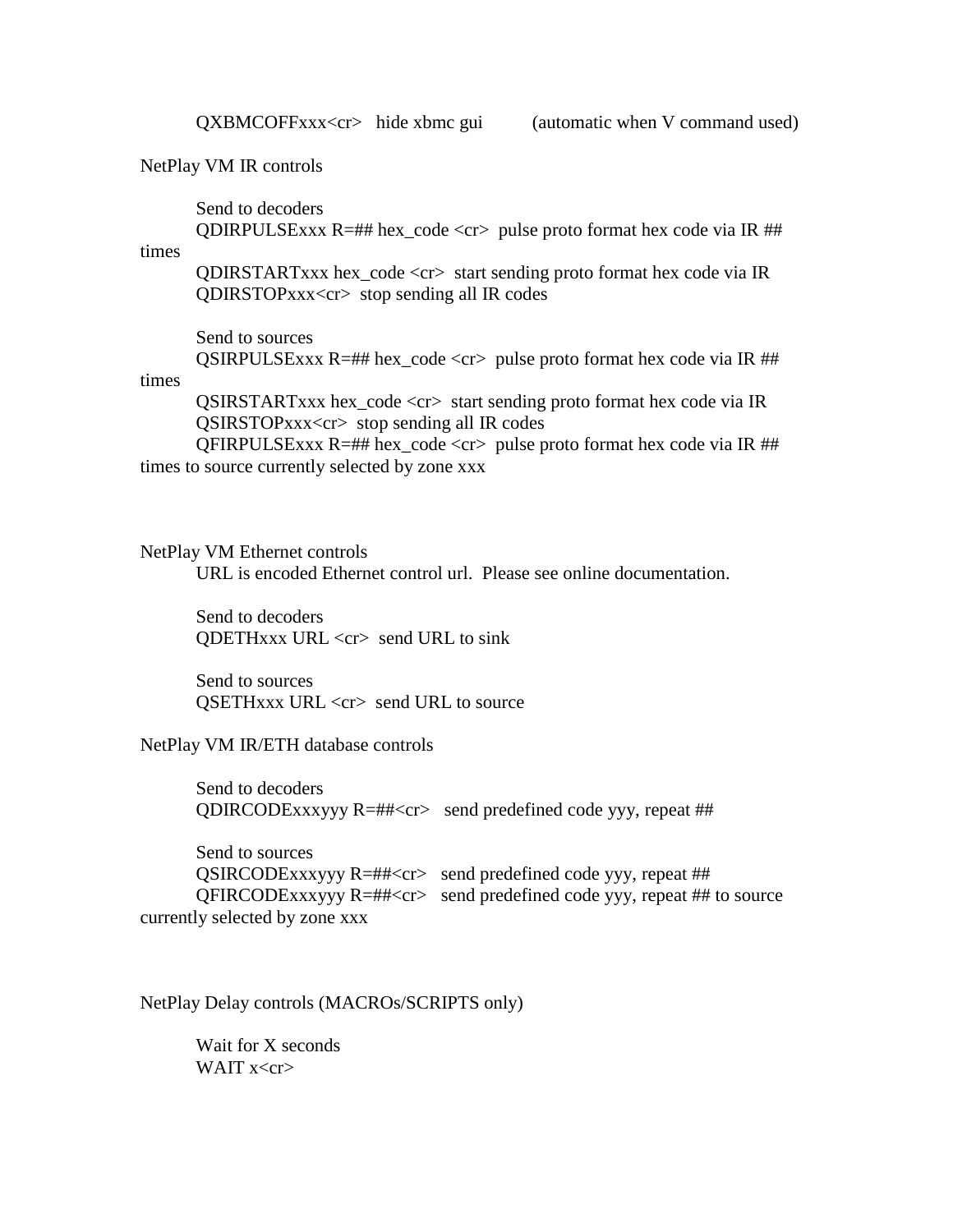QXBMCOFFxxx<cr>   hide xbmc gui          (automatic when V command used)

NetPlay VM IR controls

Send to decoders
QDIRPULSExxx R=## hex_code <cr>  pulse proto format hex code via IR ## times
QDIRSTARTxxx hex_code <cr>  start sending proto format hex code via IR
QDIRSTOPxxx<cr>  stop sending all IR codes

Send to sources
QSIRPULSExxx R=## hex_code <cr>  pulse proto format hex code via IR ## times
QSIRSTARTxxx hex_code <cr>  start sending proto format hex code via IR
QSIRSTOPxxx<cr>  stop sending all IR codes
QFIRPULSExxx R=## hex_code <cr>  pulse proto format hex code via IR ## times to source currently selected by zone xxx

NetPlay VM Ethernet controls
URL is encoded Ethernet control url.  Please see online documentation.

Send to decoders
QDETHxxx URL <cr>  send URL to sink

Send to sources
QSETHxxx URL <cr>  send URL to source

NetPlay VM IR/ETH database controls

Send to decoders
QDIRCODExxxyyy R=##<cr>   send predefined code yyy, repeat ##

Send to sources
QSIRCODExxxyyy R=##<cr>   send predefined code yyy, repeat ##
QFIRCODExxxyyy R=##<cr>   send predefined code yyy, repeat ## to source currently selected by zone xxx

NetPlay Delay controls (MACROs/SCRIPTS only)

Wait for X seconds
WAIT x<cr>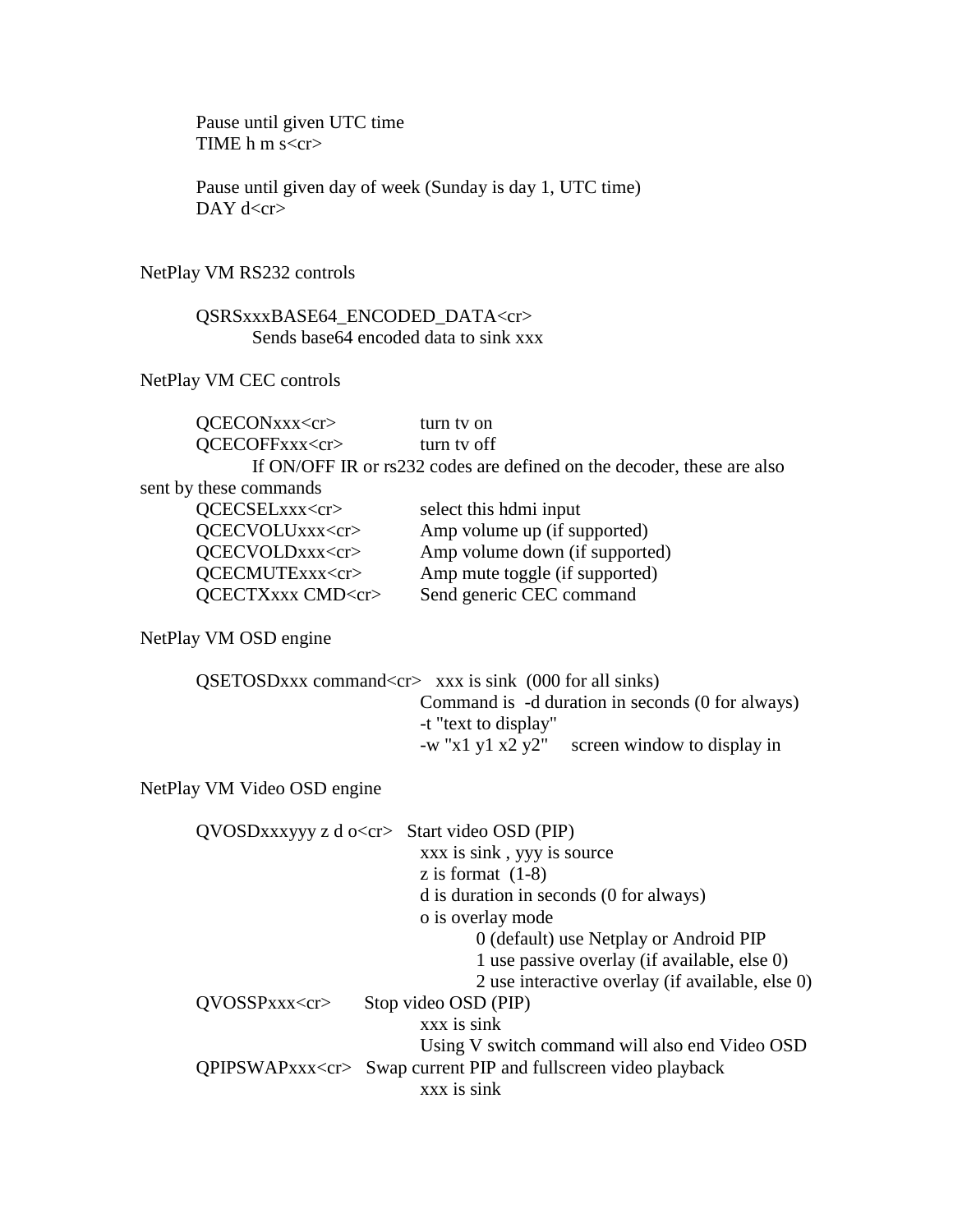Pause until given UTC time
TIME h m s<cr>

Pause until given day of week (Sunday is day 1, UTC time)
DAY d<cr>

NetPlay VM RS232 controls

QSRSxxxBASE64_ENCODED_DATA<cr>
Sends base64 encoded data to sink xxx

NetPlay VM CEC controls

QCECONxxx<cr> turn tv on
QCECOFFxxx<cr> turn tv off
If ON/OFF IR or rs232 codes are defined on the decoder, these are also sent by these commands
QCECSELxxx<cr> select this hdmi input
QCECVOLUxxx<cr> Amp volume up (if supported)
QCECVOLDxxx<cr> Amp volume down (if supported)
QCECMUTExxx<cr> Amp mute toggle (if supported)
QCECTXxxx CMD<cr> Send generic CEC command

NetPlay VM OSD engine

QSETOSDxxx command<cr> xxx is sink (000 for all sinks)
Command is -d duration in seconds (0 for always)
-t "text to display"
-w "x1 y1 x2 y2" screen window to display in

NetPlay VM Video OSD engine

QVOSDxxxyyy z d o<cr> Start video OSD (PIP)
xxx is sink , yyy is source
z is format (1-8)
d is duration in seconds (0 for always)
o is overlay mode
0 (default) use Netplay or Android PIP
1 use passive overlay (if available, else 0)
2 use interactive overlay (if available, else 0)

QVOSSPxxx<cr> Stop video OSD (PIP)
xxx is sink
Using V switch command will also end Video OSD

QPIPSWAPxxx<cr> Swap current PIP and fullscreen video playback
xxx is sink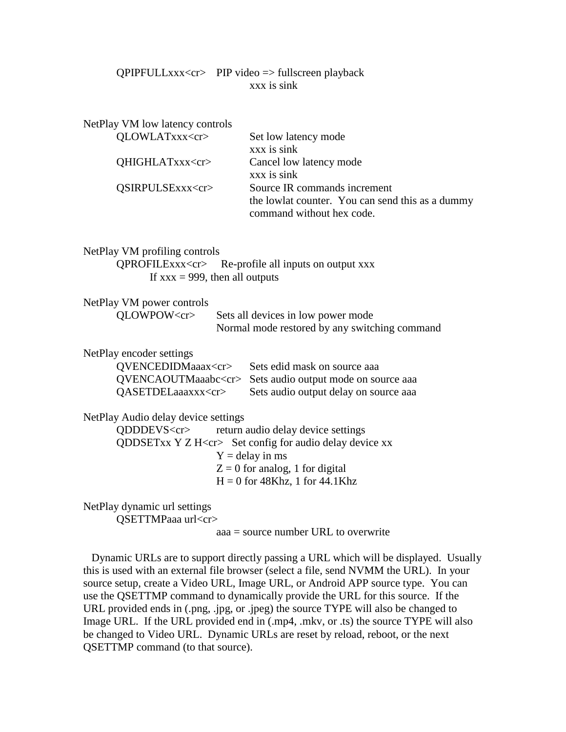QPIPFULLxxx<cr> PIP video => fullscreen playback
xxx is sink

NetPlay VM low latency controls

| Command | Description |
| --- | --- |
| QLOWLATxxx<cr> | Set low latency mode<br>xxx is sink |
| QHIGHLATxxx<cr> | Cancel low latency mode<br>xxx is sink |
| QSIRPULSExxx<cr> | Source IR commands increment the lowlat counter. You can send this as a dummy command without hex code. |

NetPlay VM profiling controls

QPROFILExxx<cr> Re-profile all inputs on output xxx
If xxx = 999, then all outputs

NetPlay VM power controls

QLOWPOW<cr> Sets all devices in low power mode
Normal mode restored by any switching command

NetPlay encoder settings

| Command | Description |
| --- | --- |
| QVENCEDIDMaaax<cr> | Sets edid mask on source aaa |
| QVENCAOUTMaaabc<cr> | Sets audio output mode on source aaa |
| QASETDELaaaxxx<cr> | Sets audio output delay on source aaa |

NetPlay Audio delay device settings

QDDDEVS<cr> return audio delay device settings
QDDSETxx Y Z H<cr> Set config for audio delay device xx
Y = delay in ms
Z = 0 for analog, 1 for digital
H = 0 for 48Khz, 1 for 44.1Khz

NetPlay dynamic url settings

QSETTMPaaa url<cr>
aaa = source number URL to overwrite

Dynamic URLs are to support directly passing a URL which will be displayed. Usually this is used with an external file browser (select a file, send NVMM the URL). In your source setup, create a Video URL, Image URL, or Android APP source type. You can use the QSETTMP command to dynamically provide the URL for this source. If the URL provided ends in (.png, .jpg, or .jpeg) the source TYPE will also be changed to Image URL. If the URL provided end in (.mp4, .mkv, or .ts) the source TYPE will also be changed to Video URL. Dynamic URLs are reset by reload, reboot, or the next QSETTMP command (to that source).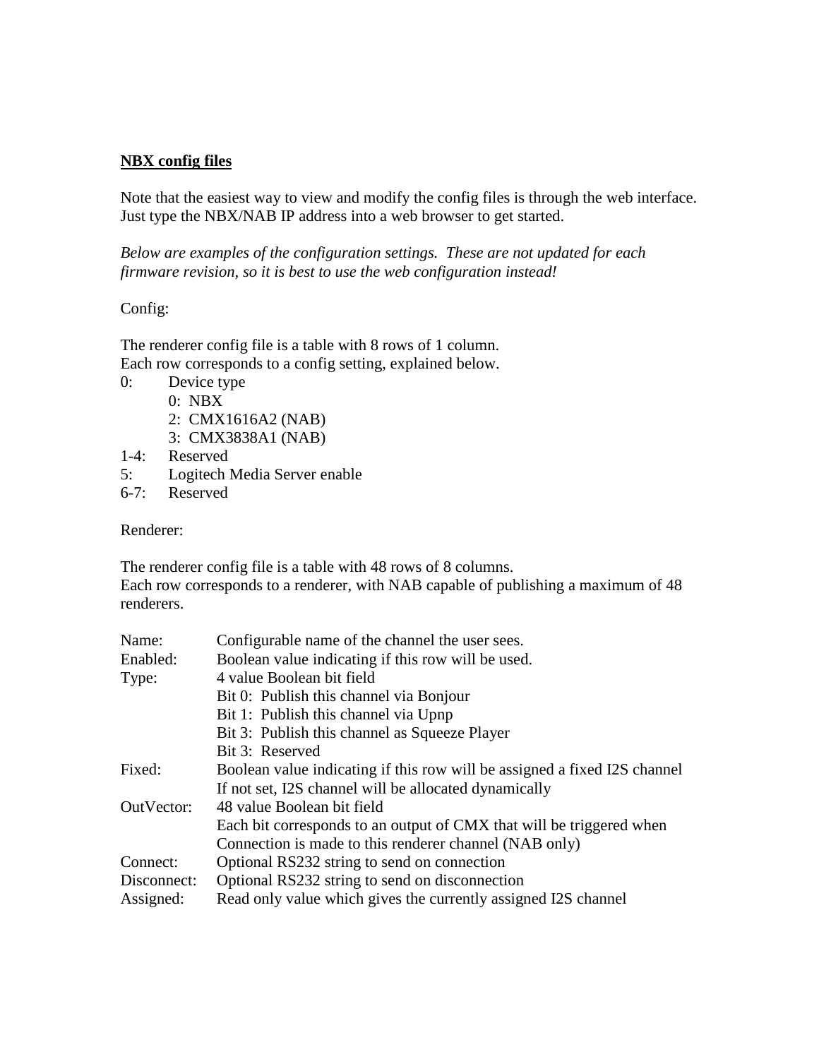**NBX config files**

Note that the easiest way to view and modify the config files is through the web interface. Just type the NBX/NAB IP address into a web browser to get started.

*Below are examples of the configuration settings. These are not updated for each firmware revision, so it is best to use the web configuration instead!*

Config:

The renderer config file is a table with 8 rows of 1 column.
Each row corresponds to a config setting, explained below.

0: Device type
  0: NBX
  2: CMX1616A2 (NAB)
  3: CMX3838A1 (NAB)
1-4: Reserved
5: Logitech Media Server enable
6-7: Reserved

Renderer:

The renderer config file is a table with 48 rows of 8 columns.
Each row corresponds to a renderer, with NAB capable of publishing a maximum of 48 renderers.

Name: Configurable name of the channel the user sees.
Enabled: Boolean value indicating if this row will be used.
Type: 4 value Boolean bit field
  Bit 0: Publish this channel via Bonjour
  Bit 1: Publish this channel via Upnp
  Bit 3: Publish this channel as Squeeze Player
  Bit 3: Reserved
Fixed: Boolean value indicating if this row will be assigned a fixed I2S channel
  If not set, I2S channel will be allocated dynamically
OutVector: 48 value Boolean bit field
  Each bit corresponds to an output of CMX that will be triggered when Connection is made to this renderer channel (NAB only)
Connect: Optional RS232 string to send on connection
Disconnect: Optional RS232 string to send on disconnection
Assigned: Read only value which gives the currently assigned I2S channel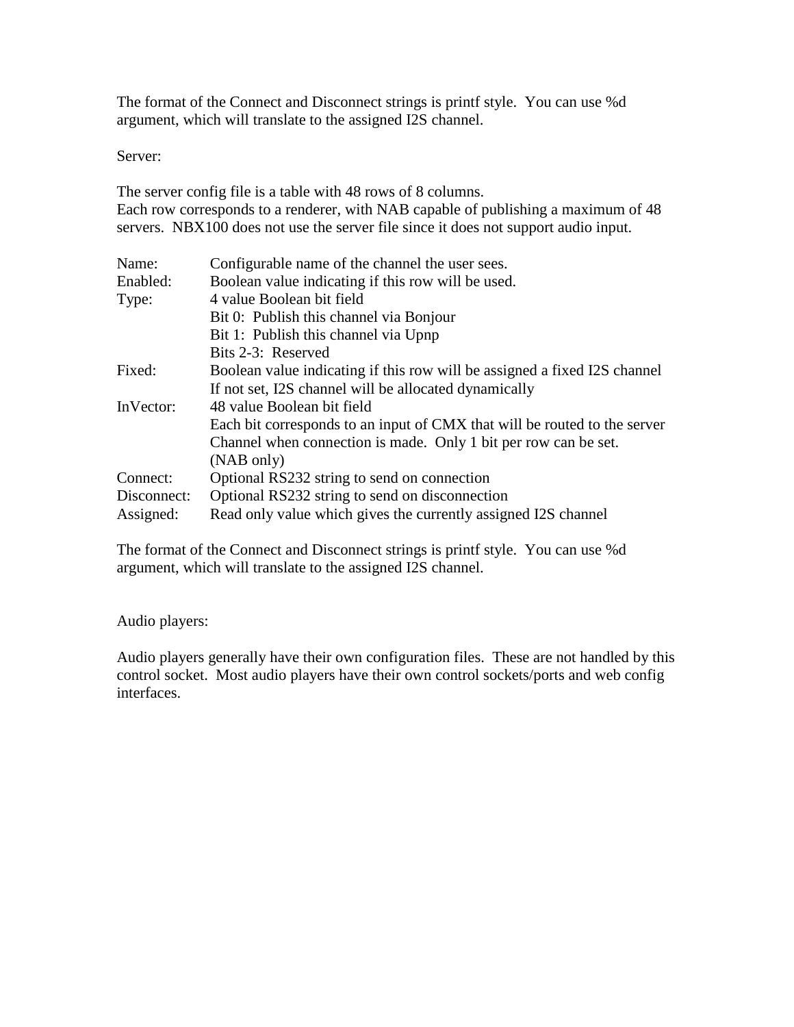The format of the Connect and Disconnect strings is printf style. You can use %d argument, which will translate to the assigned I2S channel.

Server:

The server config file is a table with 48 rows of 8 columns.
Each row corresponds to a renderer, with NAB capable of publishing a maximum of 48 servers. NBX100 does not use the server file since it does not support audio input.

| | |
|---|---|
| Name: | Configurable name of the channel the user sees. |
| Enabled: | Boolean value indicating if this row will be used. |
| Type: | 4 value Boolean bit field<br>Bit 0: Publish this channel via Bonjour<br>Bit 1: Publish this channel via Upnp<br>Bits 2-3: Reserved |
| Fixed: | Boolean value indicating if this row will be assigned a fixed I2S channel<br>If not set, I2S channel will be allocated dynamically |
| InVector: | 48 value Boolean bit field<br>Each bit corresponds to an input of CMX that will be routed to the server Channel when connection is made. Only 1 bit per row can be set.<br>(NAB only) |
| Connect: | Optional RS232 string to send on connection |
| Disconnect: | Optional RS232 string to send on disconnection |
| Assigned: | Read only value which gives the currently assigned I2S channel |

The format of the Connect and Disconnect strings is printf style. You can use %d argument, which will translate to the assigned I2S channel.

Audio players:

Audio players generally have their own configuration files. These are not handled by this control socket. Most audio players have their own control sockets/ports and web config interfaces.